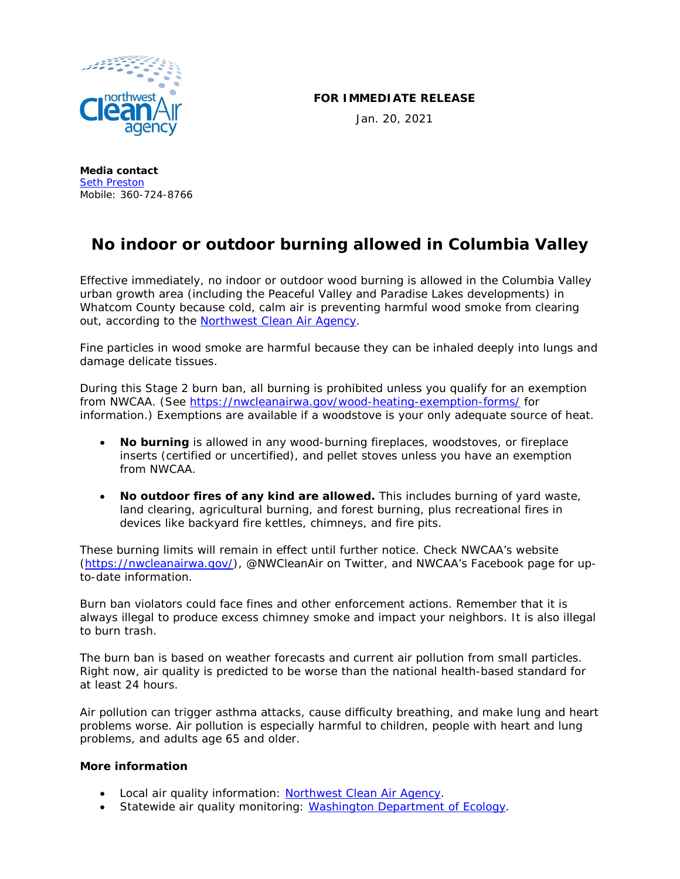**FOR IMMEDIATE RELEASE**

Jan. 20, 2021

**Media contact**
[Seth Preston](#)
Mobile: 360-724-8766

# No indoor or outdoor burning allowed in Columbia Valley

Effective immediately, no indoor or outdoor wood burning is allowed in the Columbia Valley urban growth area (including the Peaceful Valley and Paradise Lakes developments) in Whatcom County because cold, calm air is preventing harmful wood smoke from clearing out, according to the [Northwest Clean Air Agency](#).

Fine particles in wood smoke are harmful because they can be inhaled deeply into lungs and damage delicate tissues.

During this Stage 2 burn ban, all burning is prohibited unless you qualify for an exemption from NWCAA. (See [https://nwcleanairwa.gov/wood-heating-exemption-forms/](https://nwcleanairwa.gov/wood-heating-exemption-forms/) for information.) Exemptions are available if a woodstove is your only adequate source of heat.

- **No burning** is allowed in any wood-burning fireplaces, woodstoves, or fireplace inserts (certified or uncertified), and pellet stoves unless you have an exemption from NWCAA.
- **No outdoor fires of any kind are allowed.** This includes burning of yard waste, land clearing, agricultural burning, and forest burning, plus recreational fires in devices like backyard fire kettles, chimneys, and fire pits.

These burning limits will remain in effect until further notice. Check NWCAA's website ([https://nwcleanairwa.gov/](https://nwcleanairwa.gov/)), @NWCleanAir on Twitter, and NWCAA's Facebook page for up-to-date information.

Burn ban violators could face fines and other enforcement actions. Remember that it is always illegal to produce excess chimney smoke and impact your neighbors. It is also illegal to burn trash.

The burn ban is based on weather forecasts and current air pollution from small particles. Right now, air quality is predicted to be worse than the national health-based standard for at least 24 hours.

Air pollution can trigger asthma attacks, cause difficulty breathing, and make lung and heart problems worse. Air pollution is especially harmful to children, people with heart and lung problems, and adults age 65 and older.

**More information**

- Local air quality information: [Northwest Clean Air Agency](#).
- Statewide air quality monitoring: [Washington Department of Ecology](#).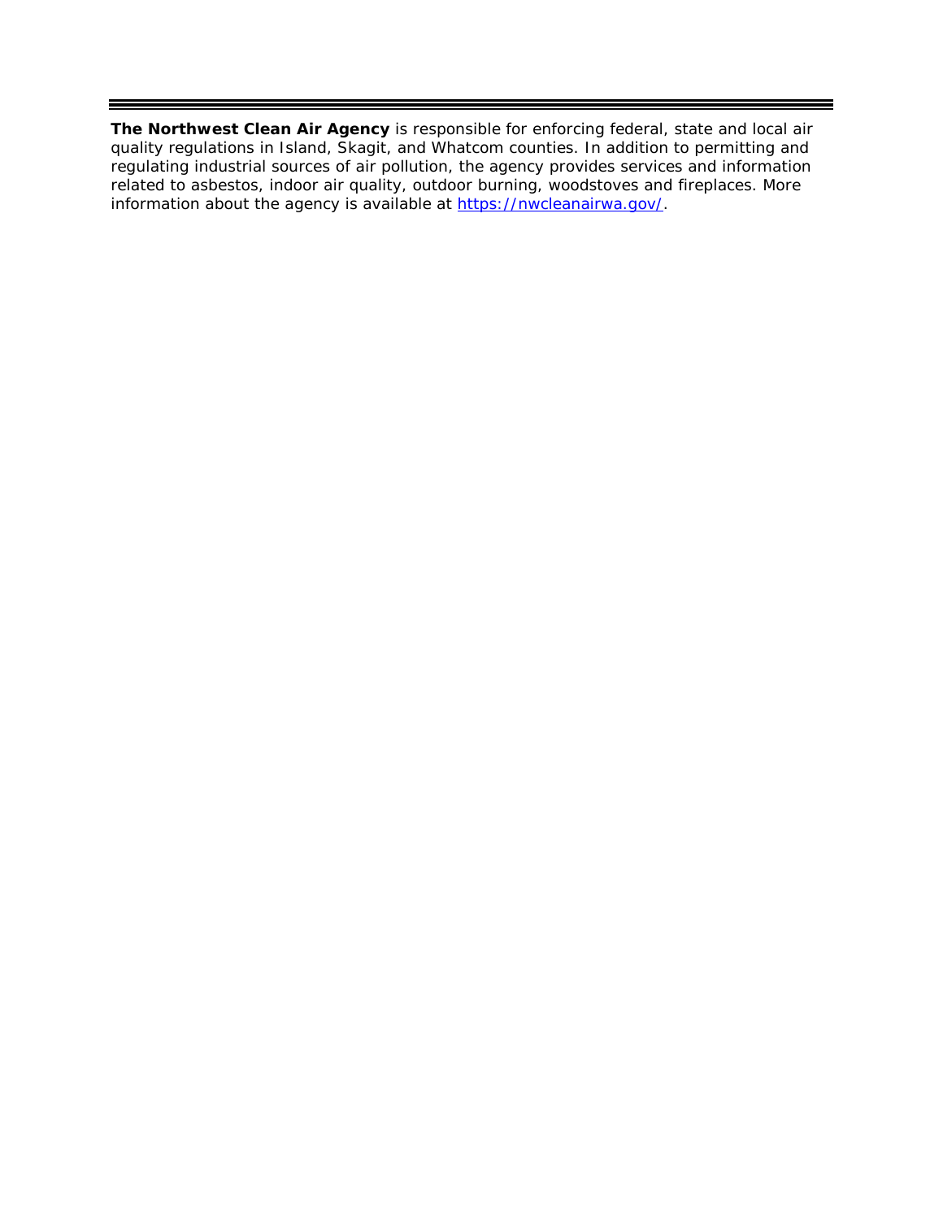**The Northwest Clean Air Agency** is responsible for enforcing federal, state and local air quality regulations in Island, Skagit, and Whatcom counties. In addition to permitting and regulating industrial sources of air pollution, the agency provides services and information related to asbestos, indoor air quality, outdoor burning, woodstoves and fireplaces. More information about the agency is available at [https://nwcleanairwa.gov/](https://nwcleanairwa.gov/).